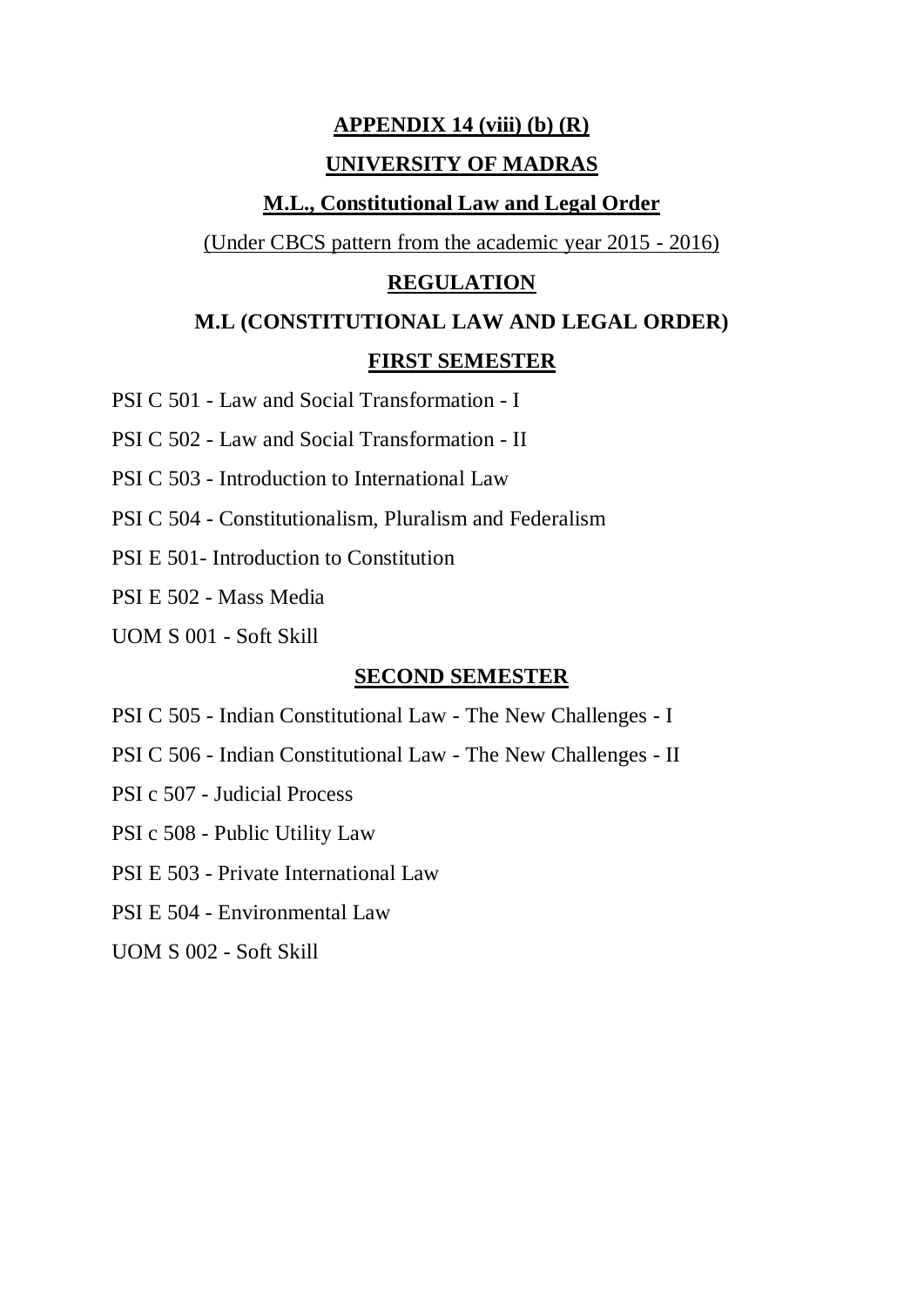**APPENDIX 14 (viii) (b) (R)**

**UNIVERSITY OF MADRAS**

**M.L., Constitutional Law and Legal Order**

(Under CBCS pattern from the academic year 2015 - 2016)

**REGULATION**

**M.L (CONSTITUTIONAL LAW AND LEGAL ORDER)**

**FIRST SEMESTER**

PSI C 501 - Law and Social Transformation - I

PSI C 502 - Law and Social Transformation - II

PSI C 503 - Introduction to International Law

PSI C 504 - Constitutionalism, Pluralism and Federalism

PSI E 501- Introduction to Constitution

PSI E 502 - Mass Media

UOM S 001 - Soft Skill

**SECOND SEMESTER**

PSI C 505 - Indian Constitutional Law - The New Challenges - I

PSI C 506 - Indian Constitutional Law - The New Challenges - II

PSI c 507 - Judicial Process

PSI c 508 - Public Utility Law

PSI E 503 - Private International Law

PSI E 504 - Environmental Law

UOM S 002 - Soft Skill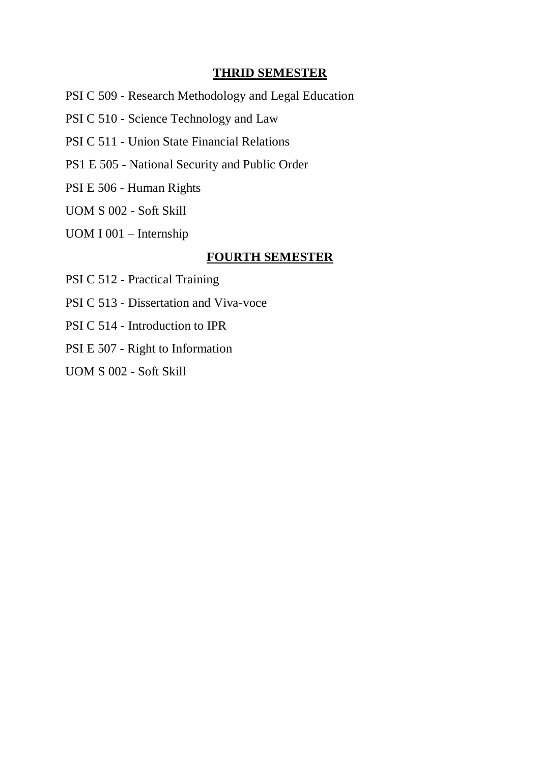## THRID SEMESTER

PSI C 509 - Research Methodology and Legal Education

PSI C 510 - Science Technology and Law

PSI C 511 - Union State Financial Relations

PS1 E 505 - National Security and Public Order

PSI E 506 - Human Rights

UOM S 002 - Soft Skill

UOM I 001 – Internship

## FOURTH SEMESTER

PSI C 512 - Practical Training

PSI C 513 - Dissertation and Viva-voce

PSI C 514 - Introduction to IPR

PSI E 507 - Right to Information

UOM S 002 - Soft Skill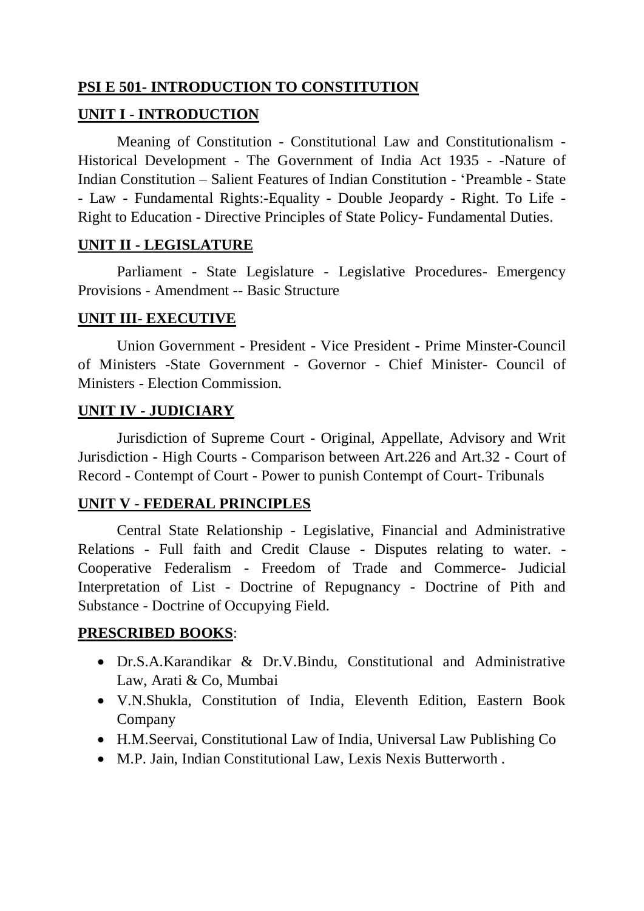## PSI E 501- INTRODUCTION TO CONSTITUTION

### UNIT I - INTRODUCTION

Meaning of Constitution - Constitutional Law and Constitutionalism - Historical Development - The Government of India Act 1935 - -Nature of Indian Constitution – Salient Features of Indian Constitution - 'Preamble - State - Law - Fundamental Rights:-Equality - Double Jeopardy - Right. To Life - Right to Education - Directive Principles of State Policy- Fundamental Duties.

### UNIT II - LEGISLATURE

Parliament - State Legislature - Legislative Procedures- Emergency Provisions - Amendment -- Basic Structure

### UNIT III- EXECUTIVE

Union Government - President - Vice President - Prime Minster-Council of Ministers -State Government - Governor - Chief Minister- Council of Ministers - Election Commission.

### UNIT IV - JUDICIARY

Jurisdiction of Supreme Court - Original, Appellate, Advisory and Writ Jurisdiction - High Courts - Comparison between Art.226 and Art.32 - Court of Record - Contempt of Court - Power to punish Contempt of Court- Tribunals

### UNIT V - FEDERAL PRINCIPLES

Central State Relationship - Legislative, Financial and Administrative Relations - Full faith and Credit Clause - Disputes relating to water. - Cooperative Federalism - Freedom of Trade and Commerce- Judicial Interpretation of List - Doctrine of Repugnancy - Doctrine of Pith and Substance - Doctrine of Occupying Field.

### PRESCRIBED BOOKS:

- Dr.S.A.Karandikar & Dr.V.Bindu, Constitutional and Administrative Law, Arati & Co, Mumbai
- V.N.Shukla, Constitution of India, Eleventh Edition, Eastern Book Company
- H.M.Seervai, Constitutional Law of India, Universal Law Publishing Co
- M.P. Jain, Indian Constitutional Law, Lexis Nexis Butterworth .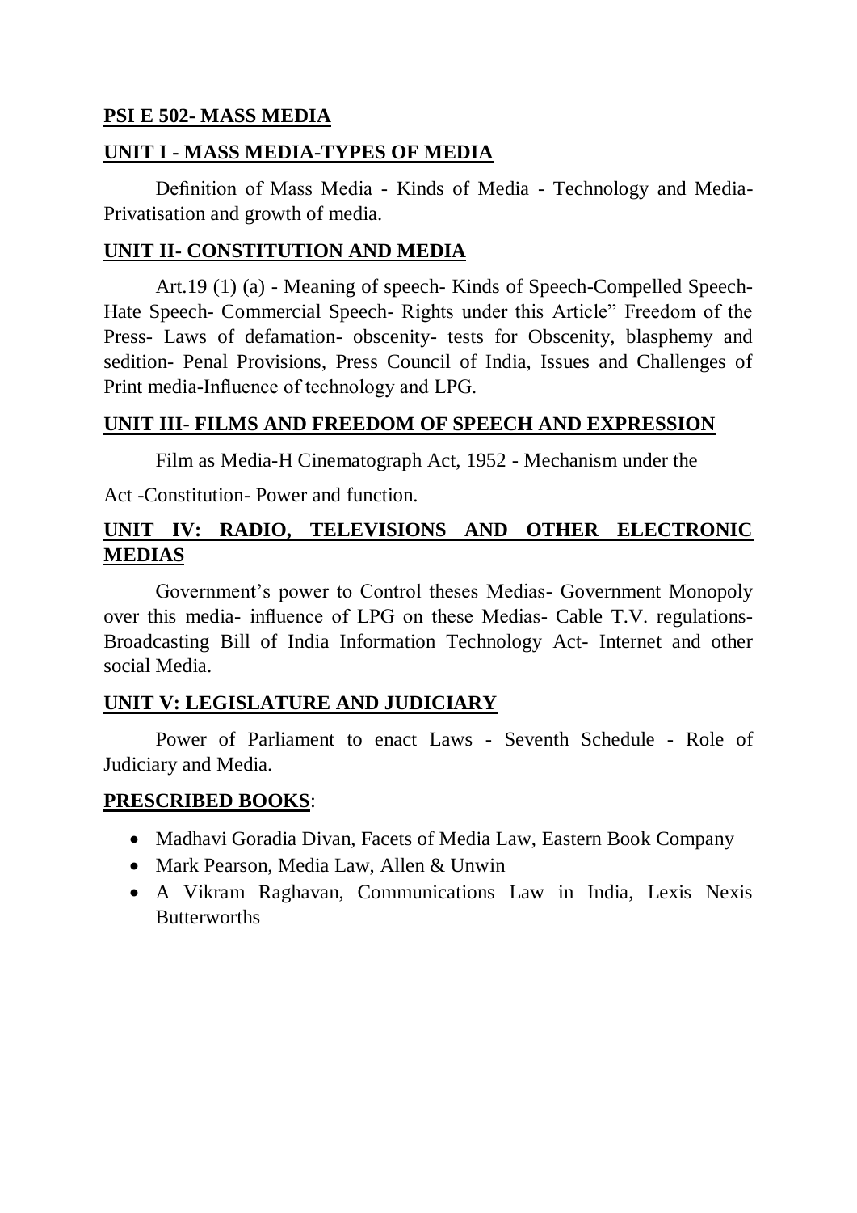## PSI E 502- MASS MEDIA

### UNIT I - MASS MEDIA-TYPES OF MEDIA

Definition of Mass Media - Kinds of Media - Technology and Media-Privatisation and growth of media.

### UNIT II- CONSTITUTION AND MEDIA

Art.19 (1) (a) - Meaning of speech- Kinds of Speech-Compelled Speech-Hate Speech- Commercial Speech- Rights under this Article" Freedom of the Press- Laws of defamation- obscenity- tests for Obscenity, blasphemy and sedition- Penal Provisions, Press Council of India, Issues and Challenges of Print media-Influence of technology and LPG.

### UNIT III- FILMS AND FREEDOM OF SPEECH AND EXPRESSION

Film as Media-H Cinematograph Act, 1952 - Mechanism under the

Act -Constitution- Power and function.

### UNIT IV: RADIO, TELEVISIONS AND OTHER ELECTRONIC MEDIAS

Government's power to Control theses Medias- Government Monopoly over this media- influence of LPG on these Medias- Cable T.V. regulations-Broadcasting Bill of India Information Technology Act- Internet and other social Media.

### UNIT V: LEGISLATURE AND JUDICIARY

Power of Parliament to enact Laws - Seventh Schedule - Role of Judiciary and Media.

### PRESCRIBED BOOKS:

- Madhavi Goradia Divan, Facets of Media Law, Eastern Book Company
- Mark Pearson, Media Law, Allen & Unwin
- A Vikram Raghavan, Communications Law in India, Lexis Nexis Butterworths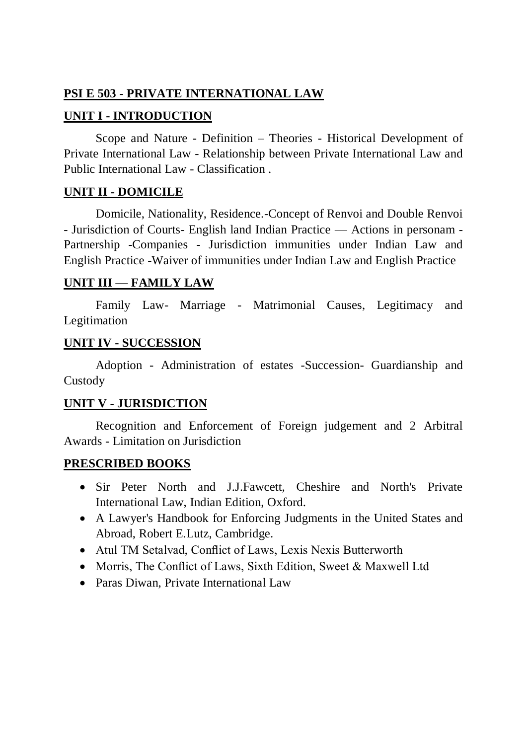## PSI E 503 - PRIVATE INTERNATIONAL LAW

### UNIT I - INTRODUCTION

Scope and Nature - Definition – Theories - Historical Development of Private International Law - Relationship between Private International Law and Public International Law - Classification .

### UNIT II - DOMICILE

Domicile, Nationality, Residence.-Concept of Renvoi and Double Renvoi - Jurisdiction of Courts- English land Indian Practice — Actions in personam - Partnership -Companies - Jurisdiction immunities under Indian Law and English Practice -Waiver of immunities under Indian Law and English Practice

### UNIT III — FAMILY LAW

Family Law- Marriage - Matrimonial Causes, Legitimacy and Legitimation

### UNIT IV - SUCCESSION

Adoption - Administration of estates -Succession- Guardianship and Custody

### UNIT V - JURISDICTION

Recognition and Enforcement of Foreign judgement and 2 Arbitral Awards - Limitation on Jurisdiction

### PRESCRIBED BOOKS

- Sir Peter North and J.J.Fawcett, Cheshire and North's Private International Law, Indian Edition, Oxford.
- A Lawyer's Handbook for Enforcing Judgments in the United States and Abroad, Robert E.Lutz, Cambridge.
- Atul TM Setalvad, Conflict of Laws, Lexis Nexis Butterworth
- Morris, The Conflict of Laws, Sixth Edition, Sweet & Maxwell Ltd
- Paras Diwan, Private International Law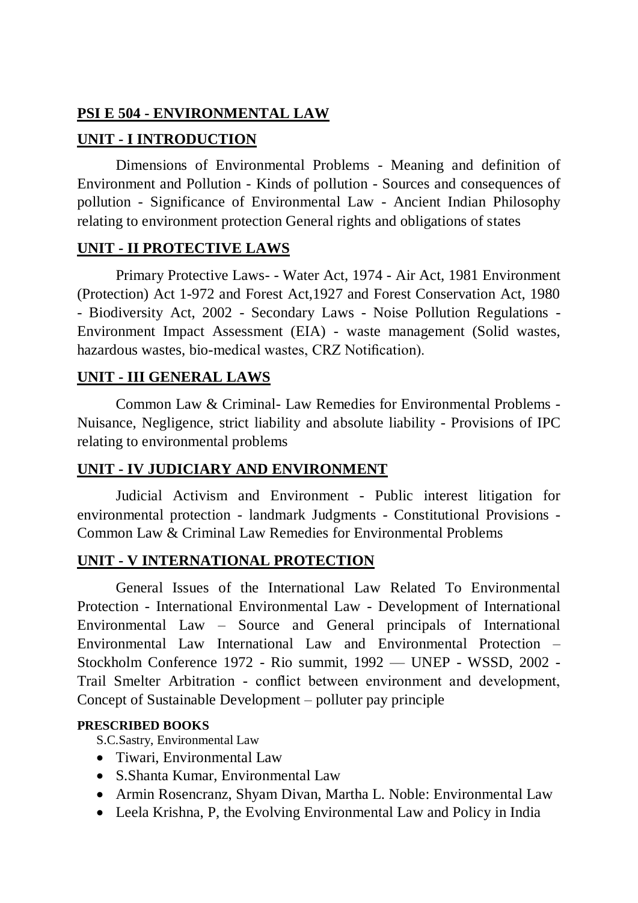## PSI E 504 - ENVIRONMENTAL LAW

### UNIT - I INTRODUCTION

Dimensions of Environmental Problems - Meaning and definition of Environment and Pollution - Kinds of pollution - Sources and consequences of pollution - Significance of Environmental Law - Ancient Indian Philosophy relating to environment protection General rights and obligations of states

### UNIT - II PROTECTIVE LAWS

Primary Protective Laws- - Water Act, 1974 - Air Act, 1981 Environment (Protection) Act 1-972 and Forest Act,1927 and Forest Conservation Act, 1980 - Biodiversity Act, 2002 - Secondary Laws - Noise Pollution Regulations - Environment Impact Assessment (EIA) - waste management (Solid wastes, hazardous wastes, bio-medical wastes, CRZ Notification).

### UNIT - III GENERAL LAWS

Common Law & Criminal- Law Remedies for Environmental Problems - Nuisance, Negligence, strict liability and absolute liability - Provisions of IPC relating to environmental problems

### UNIT - IV JUDICIARY AND ENVIRONMENT

Judicial Activism and Environment - Public interest litigation for environmental protection - landmark Judgments - Constitutional Provisions - Common Law & Criminal Law Remedies for Environmental Problems

### UNIT - V INTERNATIONAL PROTECTION

General Issues of the International Law Related To Environmental Protection - International Environmental Law - Development of International Environmental Law – Source and General principals of International Environmental Law International Law and Environmental Protection – Stockholm Conference 1972 - Rio summit, 1992 — UNEP - WSSD, 2002 - Trail Smelter Arbitration - conflict between environment and development, Concept of Sustainable Development – polluter pay principle

**PRESCRIBED BOOKS**

S.C.Sastry, Environmental Law

- Tiwari, Environmental Law
- S.Shanta Kumar, Environmental Law
- Armin Rosencranz, Shyam Divan, Martha L. Noble: Environmental Law
- Leela Krishna, P, the Evolving Environmental Law and Policy in India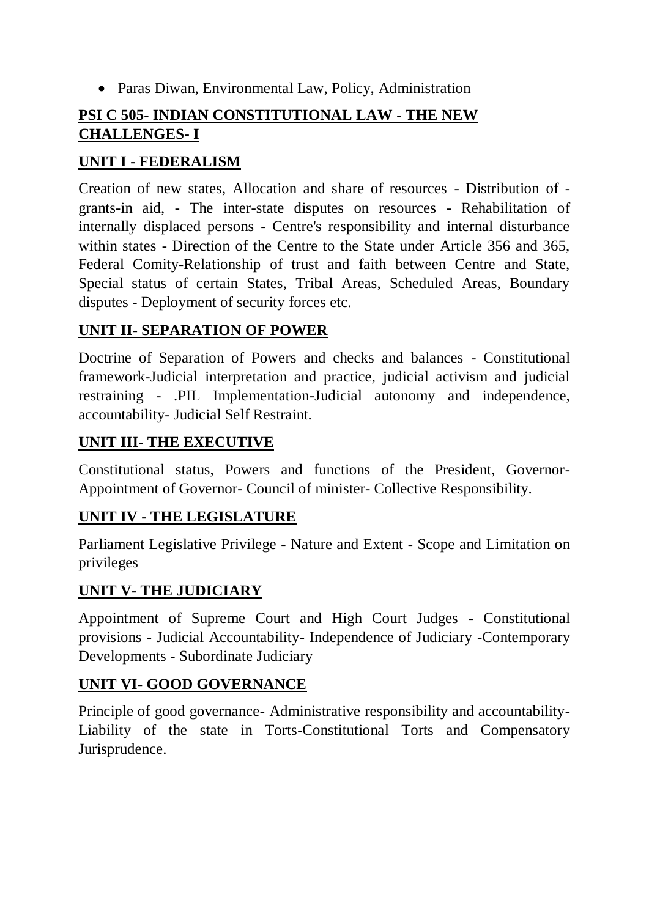- Paras Diwan, Environmental Law, Policy, Administration

## PSI C 505- INDIAN CONSTITUTIONAL LAW - THE NEW CHALLENGES- I

### UNIT I - FEDERALISM

Creation of new states, Allocation and share of resources - Distribution of - grants-in aid, - The inter-state disputes on resources - Rehabilitation of internally displaced persons - Centre's responsibility and internal disturbance within states - Direction of the Centre to the State under Article 356 and 365, Federal Comity-Relationship of trust and faith between Centre and State, Special status of certain States, Tribal Areas, Scheduled Areas, Boundary disputes - Deployment of security forces etc.

### UNIT II- SEPARATION OF POWER

Doctrine of Separation of Powers and checks and balances - Constitutional framework-Judicial interpretation and practice, judicial activism and judicial restraining - .PIL Implementation-Judicial autonomy and independence, accountability- Judicial Self Restraint.

### UNIT III- THE EXECUTIVE

Constitutional status, Powers and functions of the President, Governor-Appointment of Governor- Council of minister- Collective Responsibility.

### UNIT IV - THE LEGISLATURE

Parliament Legislative Privilege - Nature and Extent - Scope and Limitation on privileges

### UNIT V- THE JUDICIARY

Appointment of Supreme Court and High Court Judges - Constitutional provisions - Judicial Accountability- Independence of Judiciary -Contemporary Developments - Subordinate Judiciary

### UNIT VI- GOOD GOVERNANCE

Principle of good governance- Administrative responsibility and accountability- Liability of the state in Torts-Constitutional Torts and Compensatory Jurisprudence.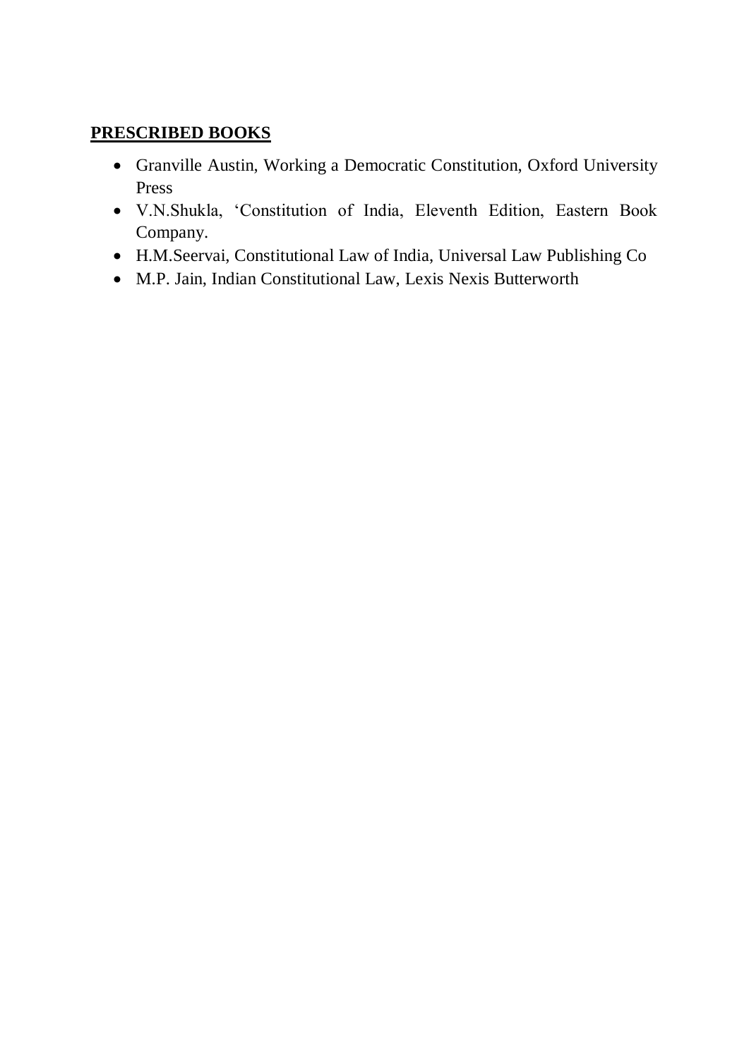**PRESCRIBED BOOKS**

- Granville Austin, Working a Democratic Constitution, Oxford University Press
- V.N.Shukla, 'Constitution of India, Eleventh Edition, Eastern Book Company.
- H.M.Seervai, Constitutional Law of India, Universal Law Publishing Co
- M.P. Jain, Indian Constitutional Law, Lexis Nexis Butterworth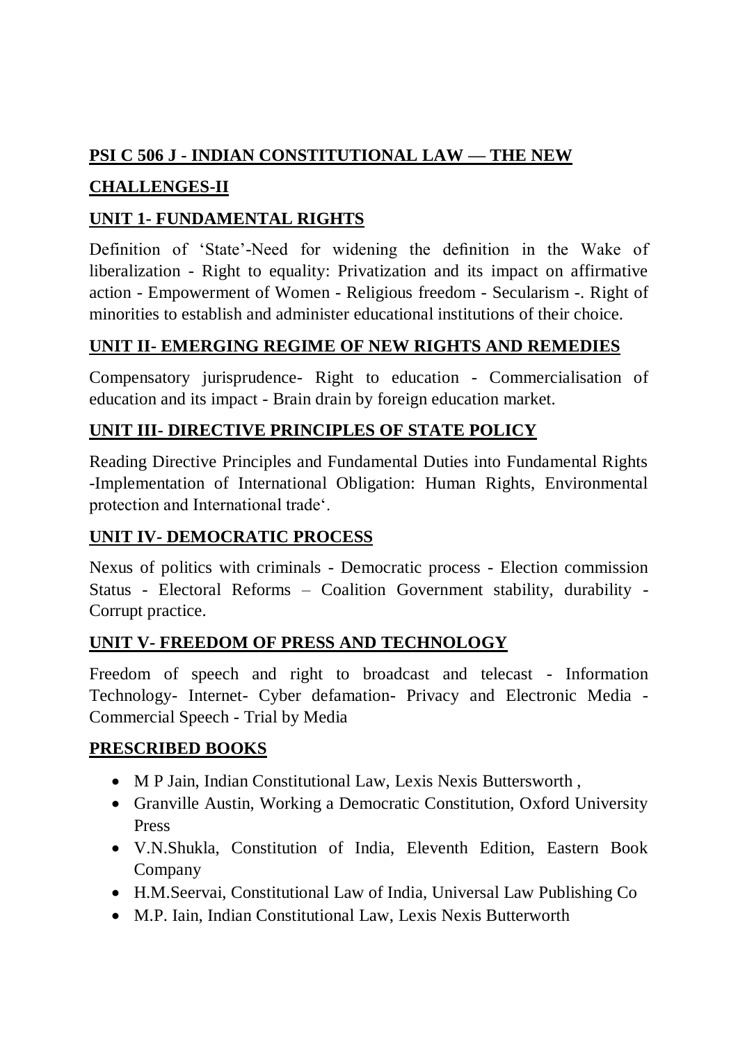## PSI C 506 J - INDIAN CONSTITUTIONAL LAW — THE NEW CHALLENGES-II

### UNIT 1- FUNDAMENTAL RIGHTS

Definition of 'State'-Need for widening the definition in the Wake of liberalization - Right to equality: Privatization and its impact on affirmative action - Empowerment of Women - Religious freedom - Secularism -. Right of minorities to establish and administer educational institutions of their choice.

### UNIT II- EMERGING REGIME OF NEW RIGHTS AND REMEDIES

Compensatory jurisprudence- Right to education - Commercialisation of education and its impact - Brain drain by foreign education market.

### UNIT III- DIRECTIVE PRINCIPLES OF STATE POLICY

Reading Directive Principles and Fundamental Duties into Fundamental Rights -Implementation of International Obligation: Human Rights, Environmental protection and International trade'.

### UNIT IV- DEMOCRATIC PROCESS

Nexus of politics with criminals - Democratic process - Election commission Status - Electoral Reforms – Coalition Government stability, durability - Corrupt practice.

### UNIT V- FREEDOM OF PRESS AND TECHNOLOGY

Freedom of speech and right to broadcast and telecast - Information Technology- Internet- Cyber defamation- Privacy and Electronic Media - Commercial Speech - Trial by Media

### PRESCRIBED BOOKS

- M P Jain, Indian Constitutional Law, Lexis Nexis Buttersworth ,
- Granville Austin, Working a Democratic Constitution, Oxford University Press
- V.N.Shukla, Constitution of India, Eleventh Edition, Eastern Book Company
- H.M.Seervai, Constitutional Law of India, Universal Law Publishing Co
- M.P. Iain, Indian Constitutional Law, Lexis Nexis Butterworth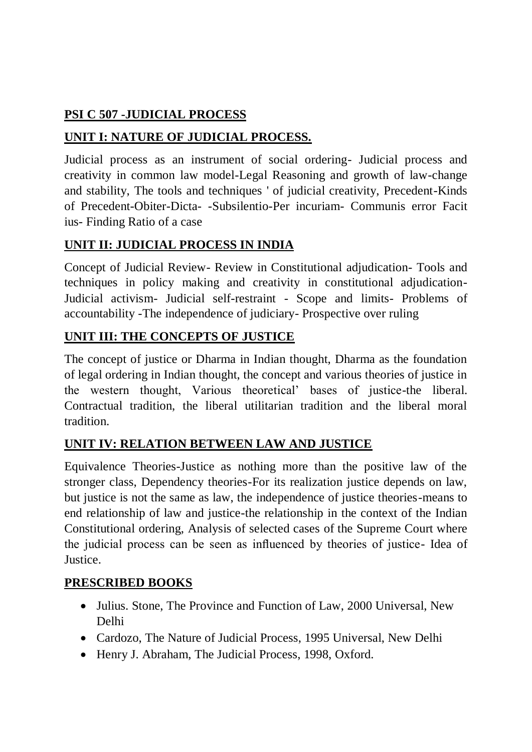## PSI C 507 -JUDICIAL PROCESS

### UNIT I: NATURE OF JUDICIAL PROCESS.

Judicial process as an instrument of social ordering- Judicial process and creativity in common law model-Legal Reasoning and growth of law-change and stability, The tools and techniques ' of judicial creativity, Precedent-Kinds of Precedent-Obiter-Dicta- -Subsilentio-Per incuriam- Communis error Facit ius- Finding Ratio of a case

### UNIT II: JUDICIAL PROCESS IN INDIA

Concept of Judicial Review- Review in Constitutional adjudication- Tools and techniques in policy making and creativity in constitutional adjudication- Judicial activism- Judicial self-restraint - Scope and limits- Problems of accountability -The independence of judiciary- Prospective over ruling

### UNIT III: THE CONCEPTS OF JUSTICE

The concept of justice or Dharma in Indian thought, Dharma as the foundation of legal ordering in Indian thought, the concept and various theories of justice in the western thought, Various theoretical' bases of justice-the liberal. Contractual tradition, the liberal utilitarian tradition and the liberal moral tradition.

### UNIT IV: RELATION BETWEEN LAW AND JUSTICE

Equivalence Theories-Justice as nothing more than the positive law of the stronger class, Dependency theories-For its realization justice depends on law, but justice is not the same as law, the independence of justice theories-means to end relationship of law and justice-the relationship in the context of the Indian Constitutional ordering, Analysis of selected cases of the Supreme Court where the judicial process can be seen as influenced by theories of justice- Idea of Justice.

### PRESCRIBED BOOKS

- Julius. Stone, The Province and Function of Law, 2000 Universal, New Delhi
- Cardozo, The Nature of Judicial Process, 1995 Universal, New Delhi
- Henry J. Abraham, The Judicial Process, 1998, Oxford.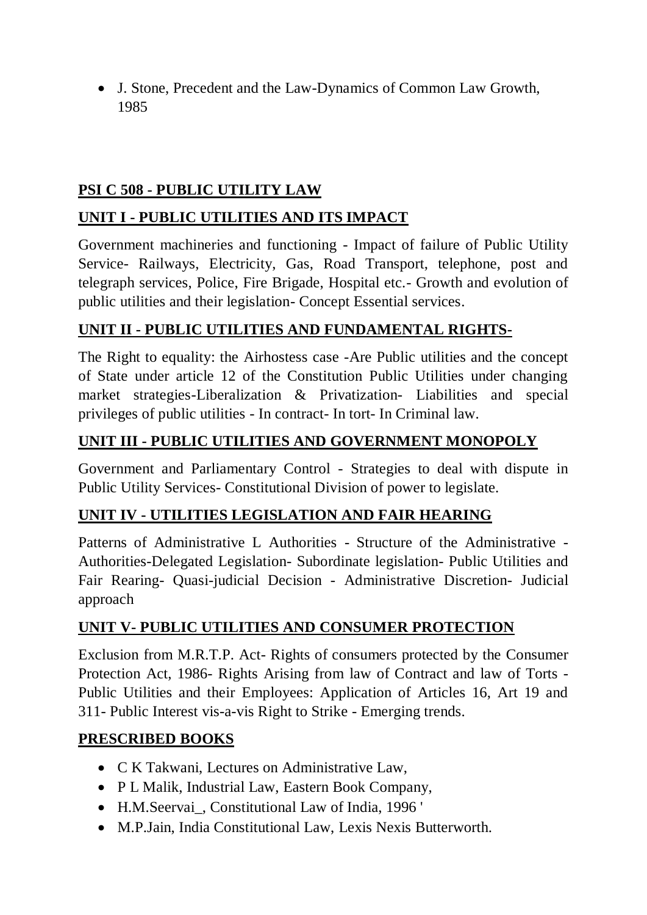- J. Stone, Precedent and the Law-Dynamics of Common Law Growth, 1985

## PSI C 508 - PUBLIC UTILITY LAW

### UNIT I - PUBLIC UTILITIES AND ITS IMPACT

Government machineries and functioning - Impact of failure of Public Utility Service- Railways, Electricity, Gas, Road Transport, telephone, post and telegraph services, Police, Fire Brigade, Hospital etc.- Growth and evolution of public utilities and their legislation- Concept Essential services.

### UNIT II - PUBLIC UTILITIES AND FUNDAMENTAL RIGHTS-

The Right to equality: the Airhostess case -Are Public utilities and the concept of State under article 12 of the Constitution Public Utilities under changing market strategies-Liberalization & Privatization- Liabilities and special privileges of public utilities - In contract- In tort- In Criminal law.

### UNIT III - PUBLIC UTILITIES AND GOVERNMENT MONOPOLY

Government and Parliamentary Control - Strategies to deal with dispute in Public Utility Services- Constitutional Division of power to legislate.

### UNIT IV - UTILITIES LEGISLATION AND FAIR HEARING

Patterns of Administrative L Authorities - Structure of the Administrative - Authorities-Delegated Legislation- Subordinate legislation- Public Utilities and Fair Rearing- Quasi-judicial Decision - Administrative Discretion- Judicial approach

### UNIT V- PUBLIC UTILITIES AND CONSUMER PROTECTION

Exclusion from M.R.T.P. Act- Rights of consumers protected by the Consumer Protection Act, 1986- Rights Arising from law of Contract and law of Torts - Public Utilities and their Employees: Application of Articles 16, Art 19 and 311- Public Interest vis-a-vis Right to Strike - Emerging trends.

### PRESCRIBED BOOKS

- C K Takwani, Lectures on Administrative Law,
- P L Malik, Industrial Law, Eastern Book Company,
- H.M.Seervai_, Constitutional Law of India, 1996 '
- M.P.Jain, India Constitutional Law, Lexis Nexis Butterworth.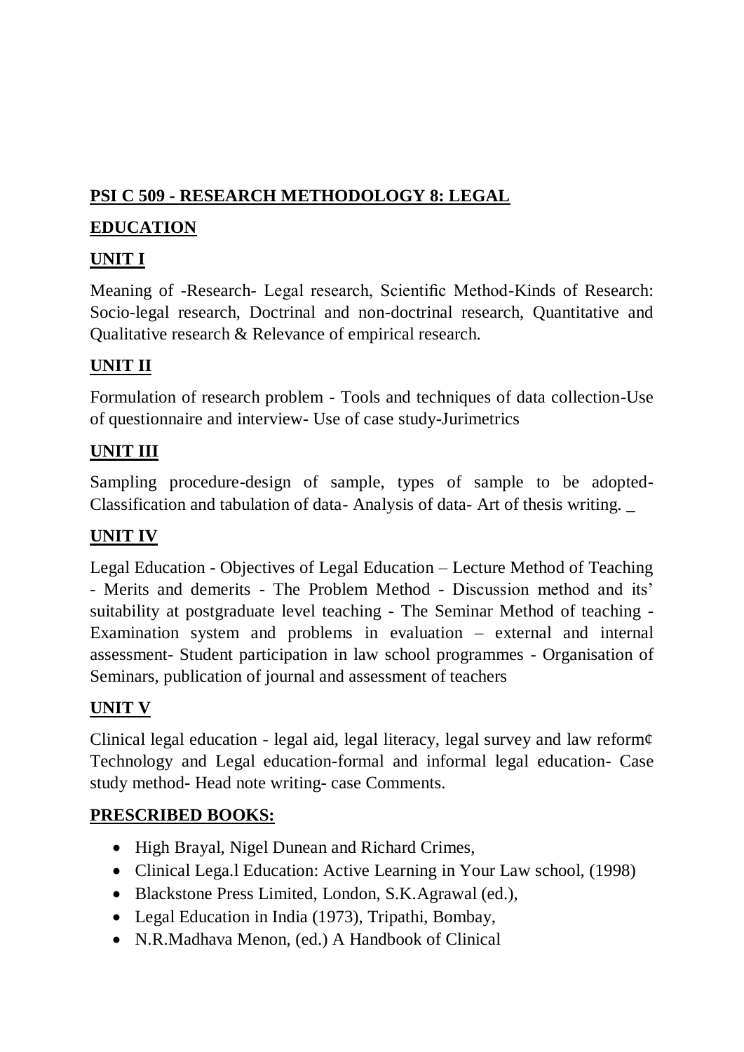## PSI C 509 - RESEARCH METHODOLOGY 8: LEGAL EDUCATION

### UNIT I

Meaning of -Research- Legal research, Scientific Method-Kinds of Research: Socio-legal research, Doctrinal and non-doctrinal research, Quantitative and Qualitative research & Relevance of empirical research.

### UNIT II

Formulation of research problem - Tools and techniques of data collection-Use of questionnaire and interview- Use of case study-Jurimetrics

### UNIT III

Sampling procedure-design of sample, types of sample to be adopted-Classification and tabulation of data- Analysis of data- Art of thesis writing. _

### UNIT IV

Legal Education - Objectives of Legal Education – Lecture Method of Teaching - Merits and demerits - The Problem Method - Discussion method and its' suitability at postgraduate level teaching - The Seminar Method of teaching - Examination system and problems in evaluation – external and internal assessment- Student participation in law school programmes - Organisation of Seminars, publication of journal and assessment of teachers

### UNIT V

Clinical legal education - legal aid, legal literacy, legal survey and law reform¢ Technology and Legal education-formal and informal legal education- Case study method- Head note writing- case Comments.

### PRESCRIBED BOOKS:

- High Brayal, Nigel Dunean and Richard Crimes,
- Clinical Lega.l Education: Active Learning in Your Law school, (1998)
- Blackstone Press Limited, London, S.K.Agrawal (ed.),
- Legal Education in India (1973), Tripathi, Bombay,
- N.R.Madhava Menon, (ed.) A Handbook of Clinical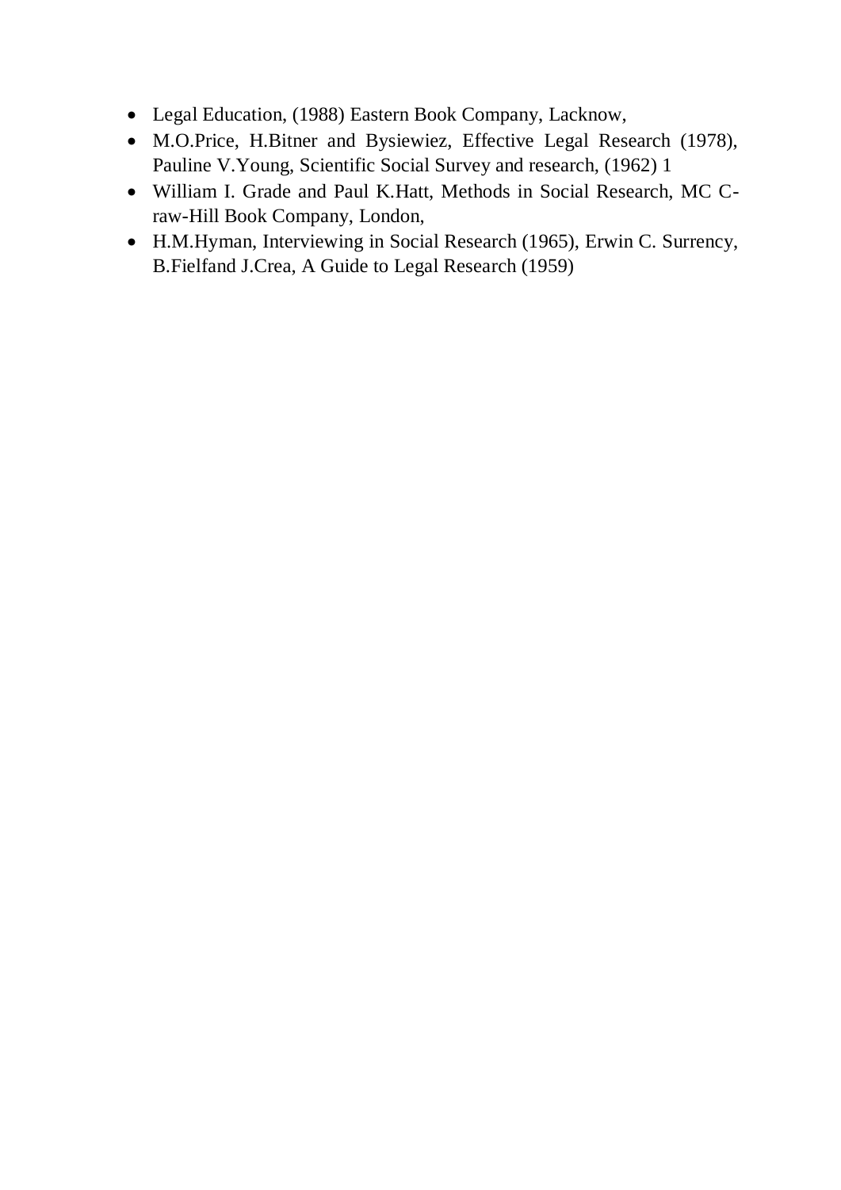- Legal Education, (1988) Eastern Book Company, Lacknow,
- M.O.Price, H.Bitner and Bysiewiez, Effective Legal Research (1978), Pauline V.Young, Scientific Social Survey and research, (1962) 1
- William I. Grade and Paul K.Hatt, Methods in Social Research, MC C-raw-Hill Book Company, London,
- H.M.Hyman, Interviewing in Social Research (1965), Erwin C. Surrency, B.Fielfand J.Crea, A Guide to Legal Research (1959)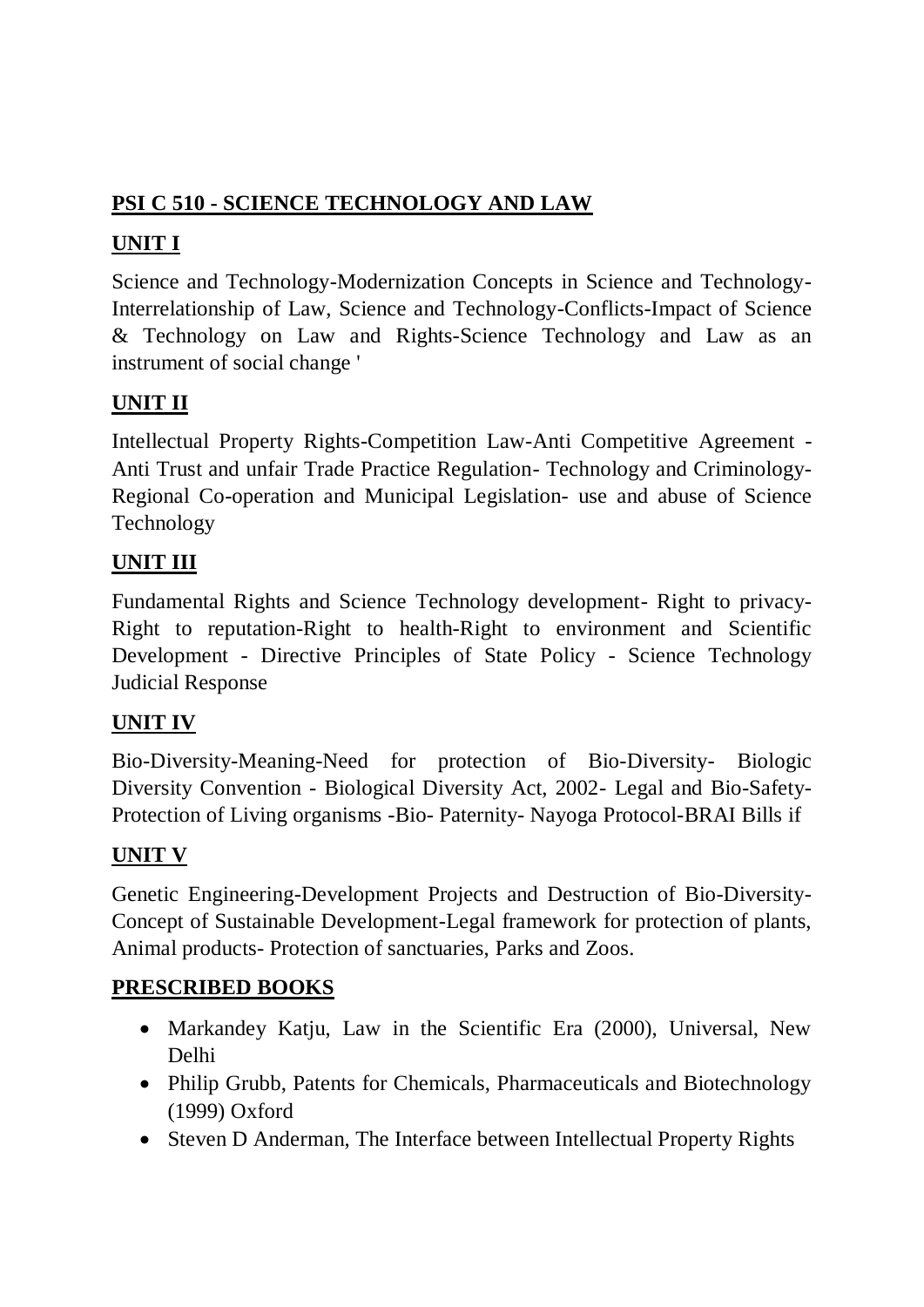## PSI C 510 - SCIENCE TECHNOLOGY AND LAW

### UNIT I

Science and Technology-Modernization Concepts in Science and Technology-Interrelationship of Law, Science and Technology-Conflicts-Impact of Science & Technology on Law and Rights-Science Technology and Law as an instrument of social change '

### UNIT II

Intellectual Property Rights-Competition Law-Anti Competitive Agreement - Anti Trust and unfair Trade Practice Regulation- Technology and Criminology-Regional Co-operation and Municipal Legislation- use and abuse of Science Technology

### UNIT III

Fundamental Rights and Science Technology development- Right to privacy-Right to reputation-Right to health-Right to environment and Scientific Development - Directive Principles of State Policy - Science Technology Judicial Response

### UNIT IV

Bio-Diversity-Meaning-Need for protection of Bio-Diversity- Biologic Diversity Convention - Biological Diversity Act, 2002- Legal and Bio-Safety-Protection of Living organisms -Bio- Paternity- Nayoga Protocol-BRAI Bills if

### UNIT V

Genetic Engineering-Development Projects and Destruction of Bio-Diversity-Concept of Sustainable Development-Legal framework for protection of plants, Animal products- Protection of sanctuaries, Parks and Zoos.

### PRESCRIBED BOOKS

- Markandey Katju, Law in the Scientific Era (2000), Universal, New Delhi
- Philip Grubb, Patents for Chemicals, Pharmaceuticals and Biotechnology (1999) Oxford
- Steven D Anderman, The Interface between Intellectual Property Rights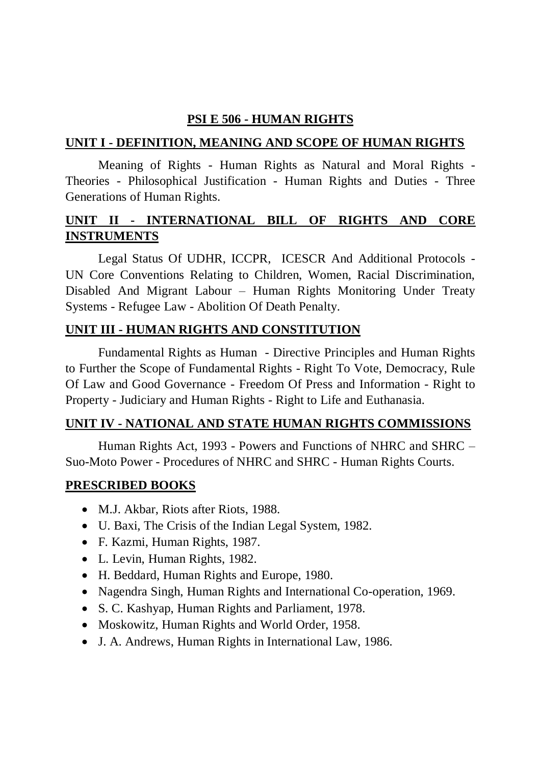## PSI E 506 - HUMAN RIGHTS

### UNIT I - DEFINITION, MEANING AND SCOPE OF HUMAN RIGHTS

Meaning of Rights - Human Rights as Natural and Moral Rights - Theories - Philosophical Justification - Human Rights and Duties - Three Generations of Human Rights.

### UNIT II - INTERNATIONAL BILL OF RIGHTS AND CORE INSTRUMENTS

Legal Status Of UDHR, ICCPR, ICESCR And Additional Protocols - UN Core Conventions Relating to Children, Women, Racial Discrimination, Disabled And Migrant Labour – Human Rights Monitoring Under Treaty Systems - Refugee Law - Abolition Of Death Penalty.

### UNIT III - HUMAN RIGHTS AND CONSTITUTION

Fundamental Rights as Human - Directive Principles and Human Rights to Further the Scope of Fundamental Rights - Right To Vote, Democracy, Rule Of Law and Good Governance - Freedom Of Press and Information - Right to Property - Judiciary and Human Rights - Right to Life and Euthanasia.

### UNIT IV - NATIONAL AND STATE HUMAN RIGHTS COMMISSIONS

Human Rights Act, 1993 - Powers and Functions of NHRC and SHRC – Suo-Moto Power - Procedures of NHRC and SHRC - Human Rights Courts.

### PRESCRIBED BOOKS

- M.J. Akbar, Riots after Riots, 1988.
- U. Baxi, The Crisis of the Indian Legal System, 1982.
- F. Kazmi, Human Rights, 1987.
- L. Levin, Human Rights, 1982.
- H. Beddard, Human Rights and Europe, 1980.
- Nagendra Singh, Human Rights and International Co-operation, 1969.
- S. C. Kashyap, Human Rights and Parliament, 1978.
- Moskowitz, Human Rights and World Order, 1958.
- J. A. Andrews, Human Rights in International Law, 1986.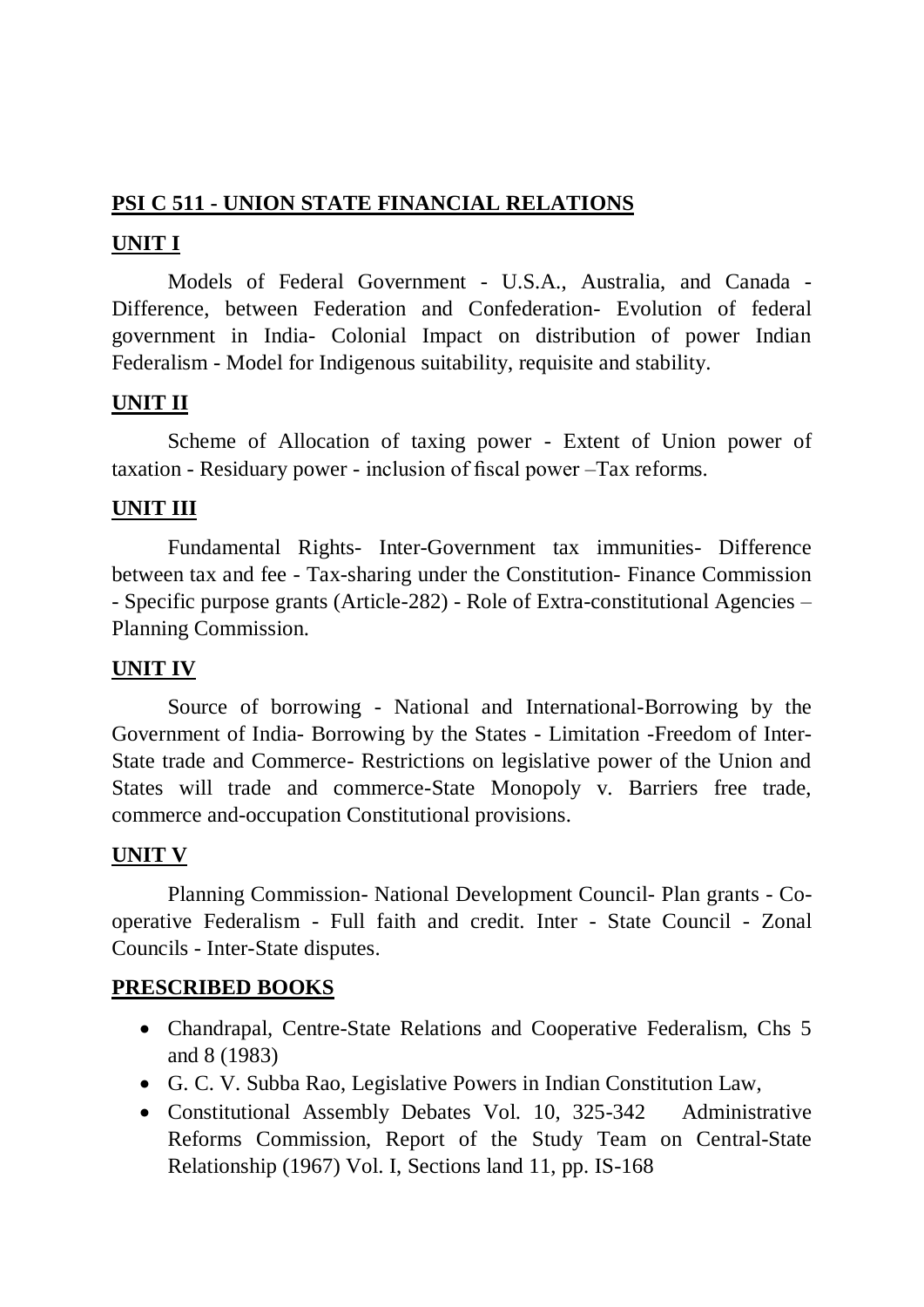## PSI C 511 - UNION STATE FINANCIAL RELATIONS

### UNIT I

Models of Federal Government - U.S.A., Australia, and Canada - Difference, between Federation and Confederation- Evolution of federal government in India- Colonial Impact on distribution of power Indian Federalism - Model for Indigenous suitability, requisite and stability.

### UNIT II

Scheme of Allocation of taxing power - Extent of Union power of taxation - Residuary power - inclusion of fiscal power –Tax reforms.

### UNIT III

Fundamental Rights- Inter-Government tax immunities- Difference between tax and fee - Tax-sharing under the Constitution- Finance Commission - Specific purpose grants (Article-282) - Role of Extra-constitutional Agencies – Planning Commission.

### UNIT IV

Source of borrowing - National and International-Borrowing by the Government of India- Borrowing by the States - Limitation -Freedom of Inter-State trade and Commerce- Restrictions on legislative power of the Union and States will trade and commerce-State Monopoly v. Barriers free trade, commerce and-occupation Constitutional provisions.

### UNIT V

Planning Commission- National Development Council- Plan grants - Co-operative Federalism - Full faith and credit. Inter - State Council - Zonal Councils - Inter-State disputes.

### PRESCRIBED BOOKS

- Chandrapal, Centre-State Relations and Cooperative Federalism, Chs 5 and 8 (1983)
- G. C. V. Subba Rao, Legislative Powers in Indian Constitution Law,
- Constitutional Assembly Debates Vol. 10, 325-342 Administrative Reforms Commission, Report of the Study Team on Central-State Relationship (1967) Vol. I, Sections land 11, pp. IS-168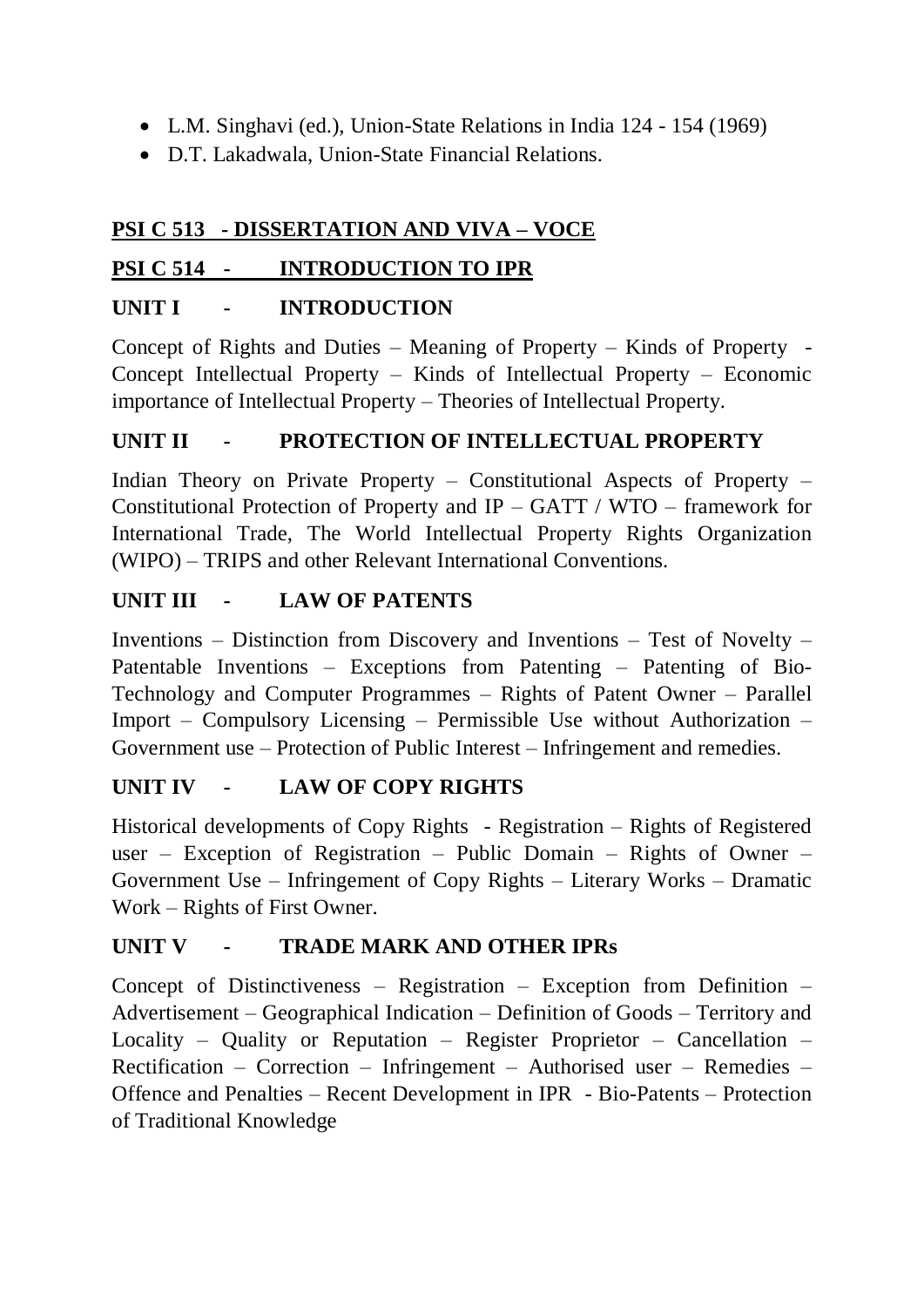- L.M. Singhavi (ed.), Union-State Relations in India 124 - 154 (1969)
- D.T. Lakadwala, Union-State Financial Relations.

## PSI C 513 - DISSERTATION AND VIVA – VOCE

## PSI C 514 - INTRODUCTION TO IPR

### UNIT I - INTRODUCTION

Concept of Rights and Duties – Meaning of Property – Kinds of Property - Concept Intellectual Property – Kinds of Intellectual Property – Economic importance of Intellectual Property – Theories of Intellectual Property.

### UNIT II - PROTECTION OF INTELLECTUAL PROPERTY

Indian Theory on Private Property – Constitutional Aspects of Property – Constitutional Protection of Property and IP – GATT / WTO – framework for International Trade, The World Intellectual Property Rights Organization (WIPO) – TRIPS and other Relevant International Conventions.

### UNIT III - LAW OF PATENTS

Inventions – Distinction from Discovery and Inventions – Test of Novelty – Patentable Inventions – Exceptions from Patenting – Patenting of Bio-Technology and Computer Programmes – Rights of Patent Owner – Parallel Import – Compulsory Licensing – Permissible Use without Authorization – Government use – Protection of Public Interest – Infringement and remedies.

### UNIT IV - LAW OF COPY RIGHTS

Historical developments of Copy Rights - Registration – Rights of Registered user – Exception of Registration – Public Domain – Rights of Owner – Government Use – Infringement of Copy Rights – Literary Works – Dramatic Work – Rights of First Owner.

### UNIT V - TRADE MARK AND OTHER IPRs

Concept of Distinctiveness – Registration – Exception from Definition – Advertisement – Geographical Indication – Definition of Goods – Territory and Locality – Quality or Reputation – Register Proprietor – Cancellation – Rectification – Correction – Infringement – Authorised user – Remedies – Offence and Penalties – Recent Development in IPR - Bio-Patents – Protection of Traditional Knowledge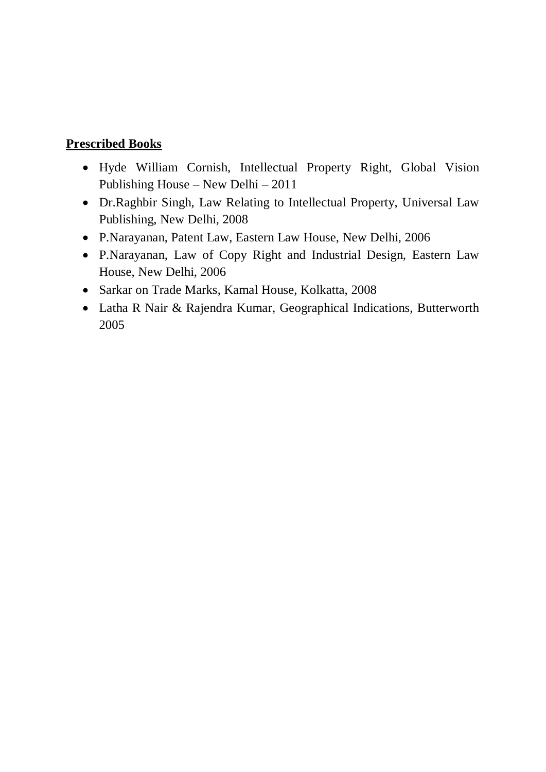**Prescribed Books**

- Hyde William Cornish, Intellectual Property Right, Global Vision Publishing House – New Delhi – 2011
- Dr.Raghbir Singh, Law Relating to Intellectual Property, Universal Law Publishing, New Delhi, 2008
- P.Narayanan, Patent Law, Eastern Law House, New Delhi, 2006
- P.Narayanan, Law of Copy Right and Industrial Design, Eastern Law House, New Delhi, 2006
- Sarkar on Trade Marks, Kamal House, Kolkatta, 2008
- Latha R Nair & Rajendra Kumar, Geographical Indications, Butterworth 2005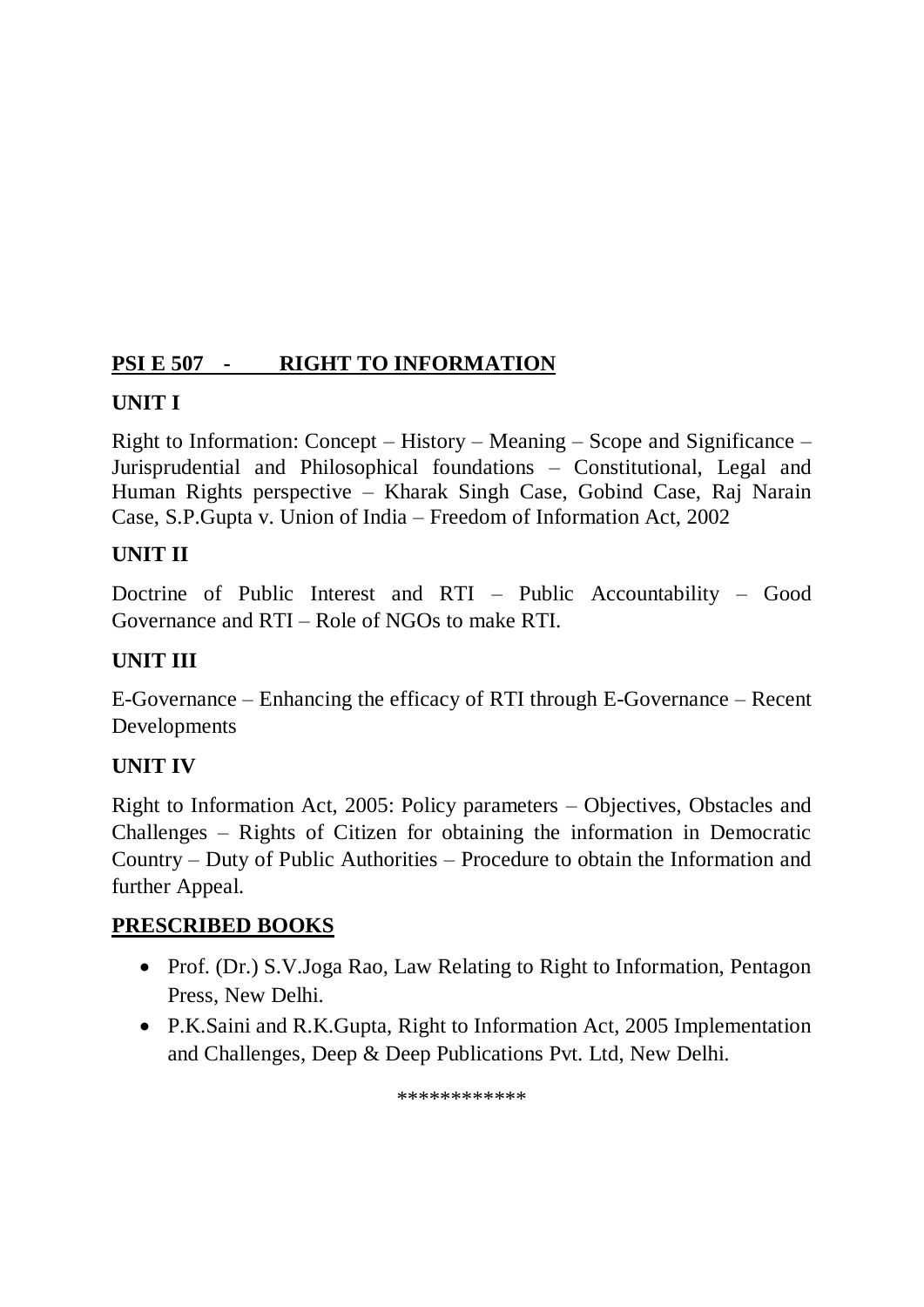## PSI E 507 - RIGHT TO INFORMATION

### UNIT I

Right to Information: Concept – History – Meaning – Scope and Significance – Jurisprudential and Philosophical foundations – Constitutional, Legal and Human Rights perspective – Kharak Singh Case, Gobind Case, Raj Narain Case, S.P.Gupta v. Union of India – Freedom of Information Act, 2002

### UNIT II

Doctrine of Public Interest and RTI – Public Accountability – Good Governance and RTI – Role of NGOs to make RTI.

### UNIT III

E-Governance – Enhancing the efficacy of RTI through E-Governance – Recent Developments

### UNIT IV

Right to Information Act, 2005: Policy parameters – Objectives, Obstacles and Challenges – Rights of Citizen for obtaining the information in Democratic Country – Duty of Public Authorities – Procedure to obtain the Information and further Appeal.

### PRESCRIBED BOOKS

- Prof. (Dr.) S.V.Joga Rao, Law Relating to Right to Information, Pentagon Press, New Delhi.
- P.K.Saini and R.K.Gupta, Right to Information Act, 2005 Implementation and Challenges, Deep & Deep Publications Pvt. Ltd, New Delhi.

************